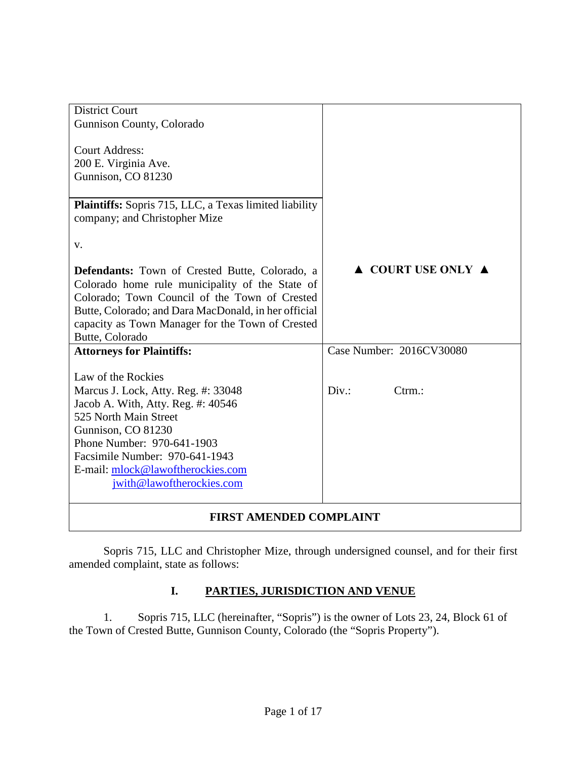| District Court<br>Gunnison County, Colorado<br><br>Court Address:<br>200 E. Virginia Ave.<br>Gunnison, CO 81230 | |
|---|---|
| **Plaintiffs:** Sopris 715, LLC, a Texas limited liability company; and Christopher Mize<br><br>v.<br><br>**Defendants:** Town of Crested Butte, Colorado, a Colorado home rule municipality of the State of Colorado; Town Council of the Town of Crested Butte, Colorado; and Dara MacDonald, in her official capacity as Town Manager for the Town of Crested Butte, Colorado | ▲ **COURT USE ONLY** ▲ |
| **Attorneys for Plaintiffs:**<br><br>Law of the Rockies<br>Marcus J. Lock, Atty. Reg. #: 33048<br>Jacob A. With, Atty. Reg. #: 40546<br>525 North Main Street<br>Gunnison, CO 81230<br>Phone Number: 970-641-1903<br>Facsimile Number: 970-641-1943<br>E-mail: mlock@lawoftherockies.com<br>jwith@lawoftherockies.com | Case Number: 2016CV30080<br><br>Div.: Ctrm.: |

**FIRST AMENDED COMPLAINT**

Sopris 715, LLC and Christopher Mize, through undersigned counsel, and for their first amended complaint, state as follows:

## I. PARTIES, JURISDICTION AND VENUE

1. Sopris 715, LLC (hereinafter, "Sopris") is the owner of Lots 23, 24, Block 61 of the Town of Crested Butte, Gunnison County, Colorado (the "Sopris Property").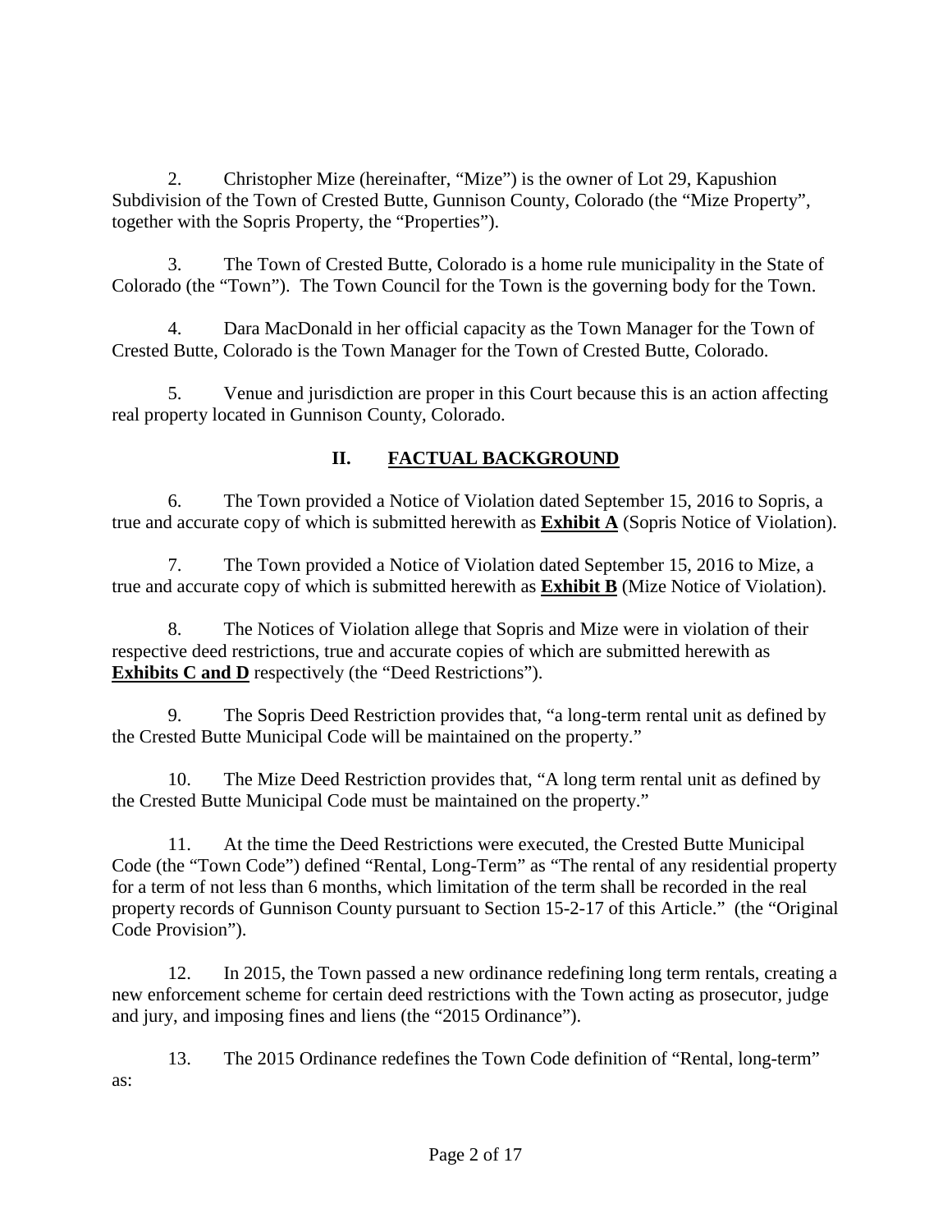2. Christopher Mize (hereinafter, "Mize") is the owner of Lot 29, Kapushion Subdivision of the Town of Crested Butte, Gunnison County, Colorado (the "Mize Property", together with the Sopris Property, the "Properties").

3. The Town of Crested Butte, Colorado is a home rule municipality in the State of Colorado (the "Town"). The Town Council for the Town is the governing body for the Town.

4. Dara MacDonald in her official capacity as the Town Manager for the Town of Crested Butte, Colorado is the Town Manager for the Town of Crested Butte, Colorado.

5. Venue and jurisdiction are proper in this Court because this is an action affecting real property located in Gunnison County, Colorado.

## II. FACTUAL BACKGROUND

6. The Town provided a Notice of Violation dated September 15, 2016 to Sopris, a true and accurate copy of which is submitted herewith as **Exhibit A** (Sopris Notice of Violation).

7. The Town provided a Notice of Violation dated September 15, 2016 to Mize, a true and accurate copy of which is submitted herewith as **Exhibit B** (Mize Notice of Violation).

8. The Notices of Violation allege that Sopris and Mize were in violation of their respective deed restrictions, true and accurate copies of which are submitted herewith as **Exhibits C and D** respectively (the "Deed Restrictions").

9. The Sopris Deed Restriction provides that, "a long-term rental unit as defined by the Crested Butte Municipal Code will be maintained on the property."

10. The Mize Deed Restriction provides that, "A long term rental unit as defined by the Crested Butte Municipal Code must be maintained on the property."

11. At the time the Deed Restrictions were executed, the Crested Butte Municipal Code (the "Town Code") defined "Rental, Long-Term" as "The rental of any residential property for a term of not less than 6 months, which limitation of the term shall be recorded in the real property records of Gunnison County pursuant to Section 15-2-17 of this Article." (the "Original Code Provision").

12. In 2015, the Town passed a new ordinance redefining long term rentals, creating a new enforcement scheme for certain deed restrictions with the Town acting as prosecutor, judge and jury, and imposing fines and liens (the "2015 Ordinance").

13. The 2015 Ordinance redefines the Town Code definition of "Rental, long-term" as: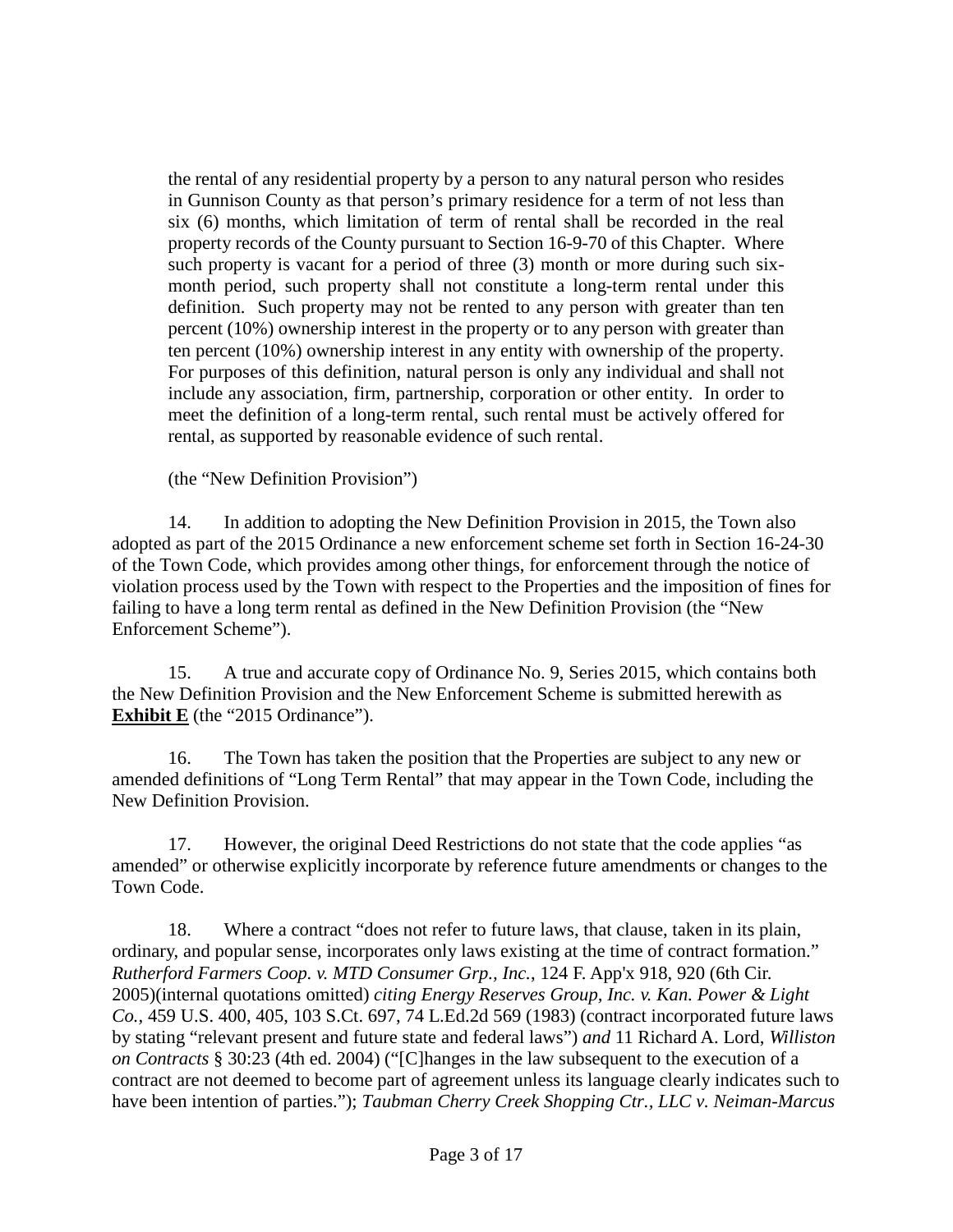> the rental of any residential property by a person to any natural person who resides in Gunnison County as that person's primary residence for a term of not less than six (6) months, which limitation of term of rental shall be recorded in the real property records of the County pursuant to Section 16-9-70 of this Chapter. Where such property is vacant for a period of three (3) month or more during such six-month period, such property shall not constitute a long-term rental under this definition. Such property may not be rented to any person with greater than ten percent (10%) ownership interest in the property or to any person with greater than ten percent (10%) ownership interest in any entity with ownership of the property. For purposes of this definition, natural person is only any individual and shall not include any association, firm, partnership, corporation or other entity. In order to meet the definition of a long-term rental, such rental must be actively offered for rental, as supported by reasonable evidence of such rental.
>
> (the "New Definition Provision")

14. In addition to adopting the New Definition Provision in 2015, the Town also adopted as part of the 2015 Ordinance a new enforcement scheme set forth in Section 16-24-30 of the Town Code, which provides among other things, for enforcement through the notice of violation process used by the Town with respect to the Properties and the imposition of fines for failing to have a long term rental as defined in the New Definition Provision (the "New Enforcement Scheme").

15. A true and accurate copy of Ordinance No. 9, Series 2015, which contains both the New Definition Provision and the New Enforcement Scheme is submitted herewith as **Exhibit E** (the "2015 Ordinance").

16. The Town has taken the position that the Properties are subject to any new or amended definitions of "Long Term Rental" that may appear in the Town Code, including the New Definition Provision.

17. However, the original Deed Restrictions do not state that the code applies "as amended" or otherwise explicitly incorporate by reference future amendments or changes to the Town Code.

18. Where a contract "does not refer to future laws, that clause, taken in its plain, ordinary, and popular sense, incorporates only laws existing at the time of contract formation." *Rutherford Farmers Coop. v. MTD Consumer Grp., Inc.*, 124 F. App'x 918, 920 (6th Cir. 2005)(internal quotations omitted) *citing Energy Reserves Group, Inc. v. Kan. Power & Light Co.*, 459 U.S. 400, 405, 103 S.Ct. 697, 74 L.Ed.2d 569 (1983) (contract incorporated future laws by stating "relevant present and future state and federal laws") *and* 11 Richard A. Lord, *Williston on Contracts* § 30:23 (4th ed. 2004) ("[C]hanges in the law subsequent to the execution of a contract are not deemed to become part of agreement unless its language clearly indicates such to have been intention of parties."); *Taubman Cherry Creek Shopping Ctr., LLC v. Neiman-Marcus*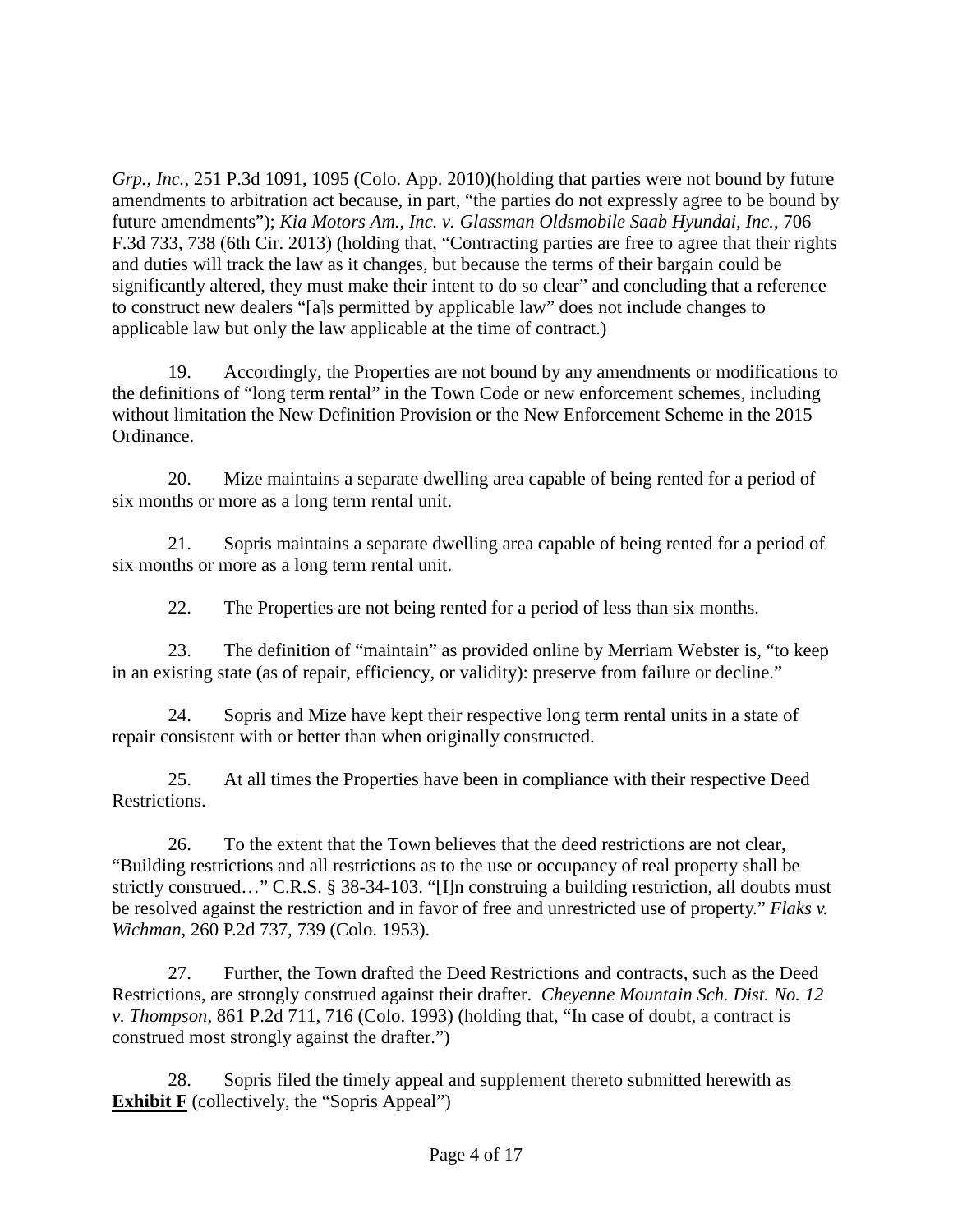*Grp., Inc.*, 251 P.3d 1091, 1095 (Colo. App. 2010)(holding that parties were not bound by future amendments to arbitration act because, in part, "the parties do not expressly agree to be bound by future amendments"); *Kia Motors Am., Inc. v. Glassman Oldsmobile Saab Hyundai, Inc.*, 706 F.3d 733, 738 (6th Cir. 2013) (holding that, "Contracting parties are free to agree that their rights and duties will track the law as it changes, but because the terms of their bargain could be significantly altered, they must make their intent to do so clear" and concluding that a reference to construct new dealers "[a]s permitted by applicable law" does not include changes to applicable law but only the law applicable at the time of contract.)

19. Accordingly, the Properties are not bound by any amendments or modifications to the definitions of "long term rental" in the Town Code or new enforcement schemes, including without limitation the New Definition Provision or the New Enforcement Scheme in the 2015 Ordinance.

20. Mize maintains a separate dwelling area capable of being rented for a period of six months or more as a long term rental unit.

21. Sopris maintains a separate dwelling area capable of being rented for a period of six months or more as a long term rental unit.

22. The Properties are not being rented for a period of less than six months.

23. The definition of "maintain" as provided online by Merriam Webster is, "to keep in an existing state (as of repair, efficiency, or validity): preserve from failure or decline."

24. Sopris and Mize have kept their respective long term rental units in a state of repair consistent with or better than when originally constructed.

25. At all times the Properties have been in compliance with their respective Deed Restrictions.

26. To the extent that the Town believes that the deed restrictions are not clear, "Building restrictions and all restrictions as to the use or occupancy of real property shall be strictly construed…" C.R.S. § 38-34-103. "[I]n construing a building restriction, all doubts must be resolved against the restriction and in favor of free and unrestricted use of property." *Flaks v. Wichman*, 260 P.2d 737, 739 (Colo. 1953).

27. Further, the Town drafted the Deed Restrictions and contracts, such as the Deed Restrictions, are strongly construed against their drafter. *Cheyenne Mountain Sch. Dist. No. 12 v. Thompson*, 861 P.2d 711, 716 (Colo. 1993) (holding that, "In case of doubt, a contract is construed most strongly against the drafter.")

28. Sopris filed the timely appeal and supplement thereto submitted herewith as **Exhibit F** (collectively, the "Sopris Appeal")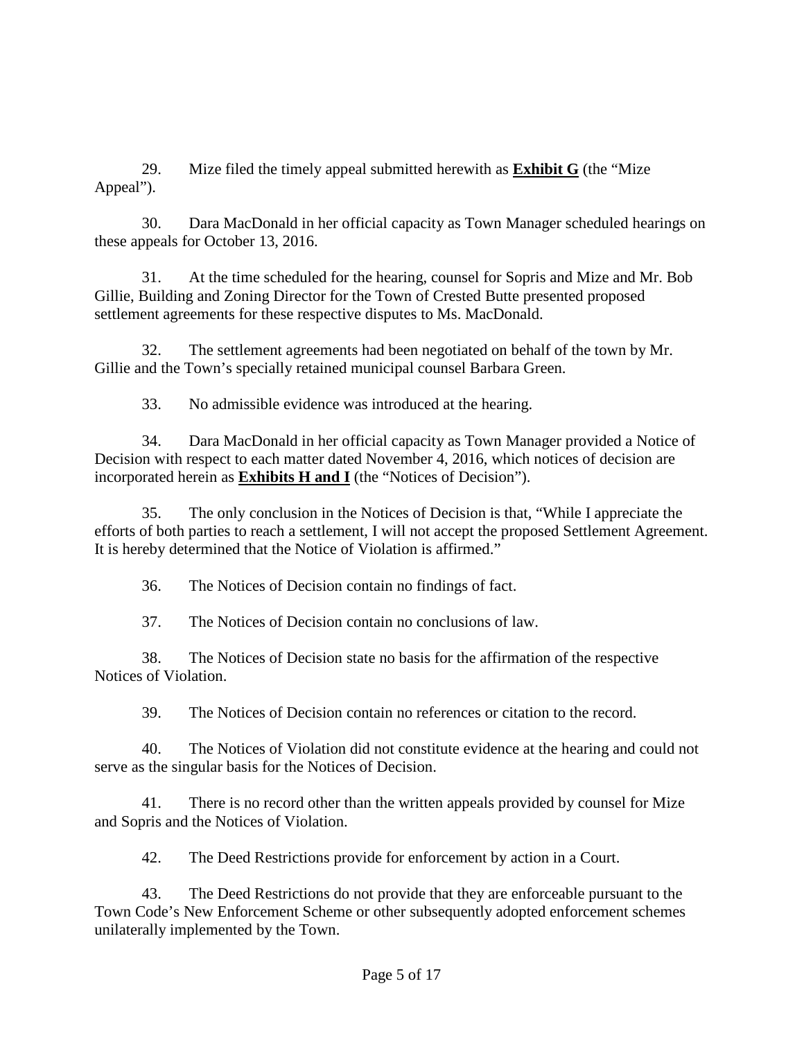29. Mize filed the timely appeal submitted herewith as **Exhibit G** (the "Mize Appeal").

30. Dara MacDonald in her official capacity as Town Manager scheduled hearings on these appeals for October 13, 2016.

31. At the time scheduled for the hearing, counsel for Sopris and Mize and Mr. Bob Gillie, Building and Zoning Director for the Town of Crested Butte presented proposed settlement agreements for these respective disputes to Ms. MacDonald.

32. The settlement agreements had been negotiated on behalf of the town by Mr. Gillie and the Town's specially retained municipal counsel Barbara Green.

33. No admissible evidence was introduced at the hearing.

34. Dara MacDonald in her official capacity as Town Manager provided a Notice of Decision with respect to each matter dated November 4, 2016, which notices of decision are incorporated herein as **Exhibits H and I** (the "Notices of Decision").

35. The only conclusion in the Notices of Decision is that, "While I appreciate the efforts of both parties to reach a settlement, I will not accept the proposed Settlement Agreement. It is hereby determined that the Notice of Violation is affirmed."

36. The Notices of Decision contain no findings of fact.

37. The Notices of Decision contain no conclusions of law.

38. The Notices of Decision state no basis for the affirmation of the respective Notices of Violation.

39. The Notices of Decision contain no references or citation to the record.

40. The Notices of Violation did not constitute evidence at the hearing and could not serve as the singular basis for the Notices of Decision.

41. There is no record other than the written appeals provided by counsel for Mize and Sopris and the Notices of Violation.

42. The Deed Restrictions provide for enforcement by action in a Court.

43. The Deed Restrictions do not provide that they are enforceable pursuant to the Town Code's New Enforcement Scheme or other subsequently adopted enforcement schemes unilaterally implemented by the Town.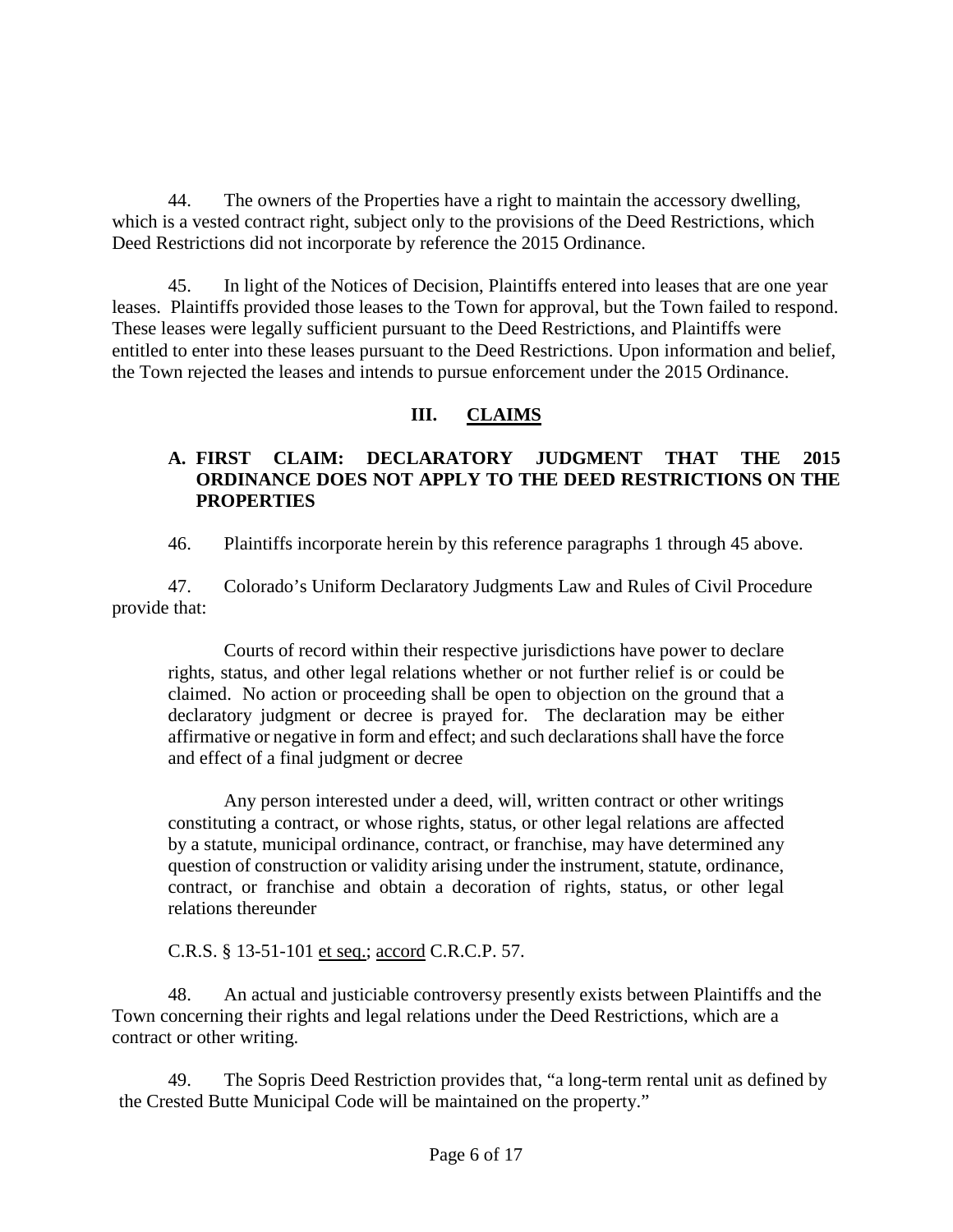44. The owners of the Properties have a right to maintain the accessory dwelling, which is a vested contract right, subject only to the provisions of the Deed Restrictions, which Deed Restrictions did not incorporate by reference the 2015 Ordinance.

45. In light of the Notices of Decision, Plaintiffs entered into leases that are one year leases. Plaintiffs provided those leases to the Town for approval, but the Town failed to respond. These leases were legally sufficient pursuant to the Deed Restrictions, and Plaintiffs were entitled to enter into these leases pursuant to the Deed Restrictions. Upon information and belief, the Town rejected the leases and intends to pursue enforcement under the 2015 Ordinance.

## III. CLAIMS

### A. FIRST CLAIM: DECLARATORY JUDGMENT THAT THE 2015 ORDINANCE DOES NOT APPLY TO THE DEED RESTRICTIONS ON THE PROPERTIES

46. Plaintiffs incorporate herein by this reference paragraphs 1 through 45 above.

47. Colorado's Uniform Declaratory Judgments Law and Rules of Civil Procedure provide that:

> Courts of record within their respective jurisdictions have power to declare rights, status, and other legal relations whether or not further relief is or could be claimed. No action or proceeding shall be open to objection on the ground that a declaratory judgment or decree is prayed for. The declaration may be either affirmative or negative in form and effect; and such declarations shall have the force and effect of a final judgment or decree
>
> Any person interested under a deed, will, written contract or other writings constituting a contract, or whose rights, status, or other legal relations are affected by a statute, municipal ordinance, contract, or franchise, may have determined any question of construction or validity arising under the instrument, statute, ordinance, contract, or franchise and obtain a decoration of rights, status, or other legal relations thereunder
>
> C.R.S. § 13-51-101 et seq.; accord C.R.C.P. 57.

48. An actual and justiciable controversy presently exists between Plaintiffs and the Town concerning their rights and legal relations under the Deed Restrictions, which are a contract or other writing.

49. The Sopris Deed Restriction provides that, "a long-term rental unit as defined by the Crested Butte Municipal Code will be maintained on the property."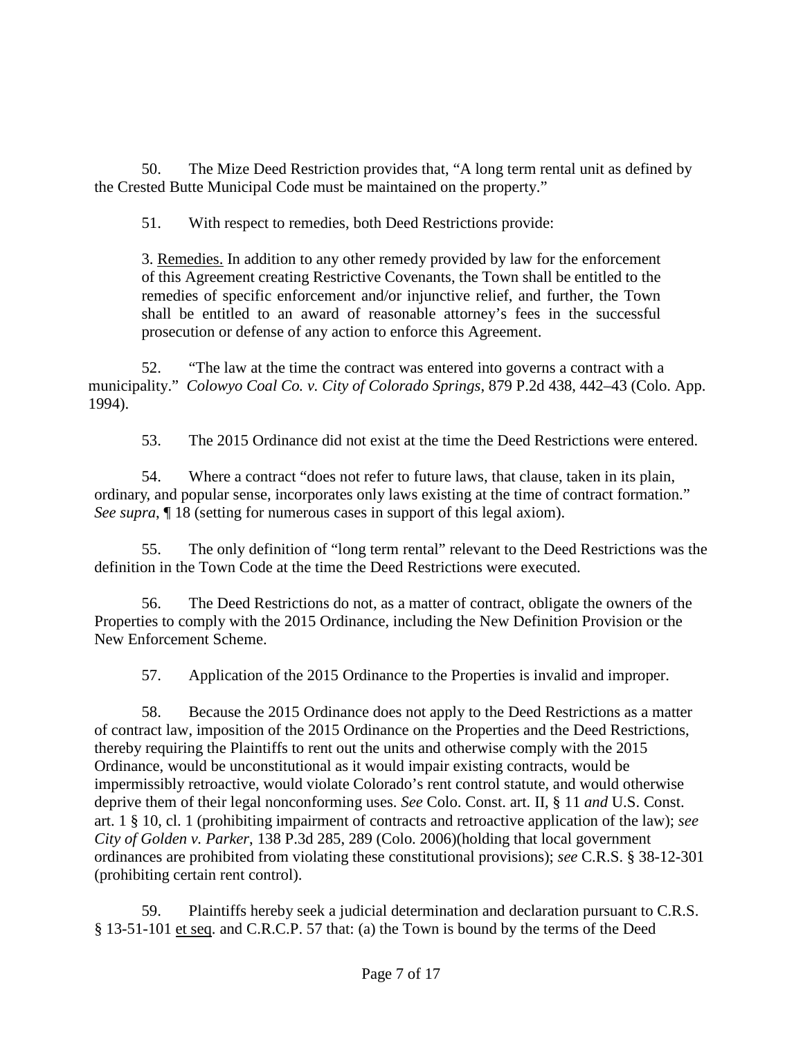50. The Mize Deed Restriction provides that, "A long term rental unit as defined by the Crested Butte Municipal Code must be maintained on the property."

51. With respect to remedies, both Deed Restrictions provide:

> 3. Remedies. In addition to any other remedy provided by law for the enforcement of this Agreement creating Restrictive Covenants, the Town shall be entitled to the remedies of specific enforcement and/or injunctive relief, and further, the Town shall be entitled to an award of reasonable attorney's fees in the successful prosecution or defense of any action to enforce this Agreement.

52. "The law at the time the contract was entered into governs a contract with a municipality." *Colowyo Coal Co. v. City of Colorado Springs*, 879 P.2d 438, 442–43 (Colo. App. 1994).

53. The 2015 Ordinance did not exist at the time the Deed Restrictions were entered.

54. Where a contract "does not refer to future laws, that clause, taken in its plain, ordinary, and popular sense, incorporates only laws existing at the time of contract formation." *See supra*, ¶ 18 (setting for numerous cases in support of this legal axiom).

55. The only definition of "long term rental" relevant to the Deed Restrictions was the definition in the Town Code at the time the Deed Restrictions were executed.

56. The Deed Restrictions do not, as a matter of contract, obligate the owners of the Properties to comply with the 2015 Ordinance, including the New Definition Provision or the New Enforcement Scheme.

57. Application of the 2015 Ordinance to the Properties is invalid and improper.

58. Because the 2015 Ordinance does not apply to the Deed Restrictions as a matter of contract law, imposition of the 2015 Ordinance on the Properties and the Deed Restrictions, thereby requiring the Plaintiffs to rent out the units and otherwise comply with the 2015 Ordinance, would be unconstitutional as it would impair existing contracts, would be impermissibly retroactive, would violate Colorado's rent control statute, and would otherwise deprive them of their legal nonconforming uses. *See* Colo. Const. art. II, § 11 *and* U.S. Const. art. 1 § 10, cl. 1 (prohibiting impairment of contracts and retroactive application of the law); *see City of Golden v. Parker*, 138 P.3d 285, 289 (Colo. 2006)(holding that local government ordinances are prohibited from violating these constitutional provisions); *see* C.R.S. § 38-12-301 (prohibiting certain rent control).

59. Plaintiffs hereby seek a judicial determination and declaration pursuant to C.R.S. § 13-51-101 et seq. and C.R.C.P. 57 that: (a) the Town is bound by the terms of the Deed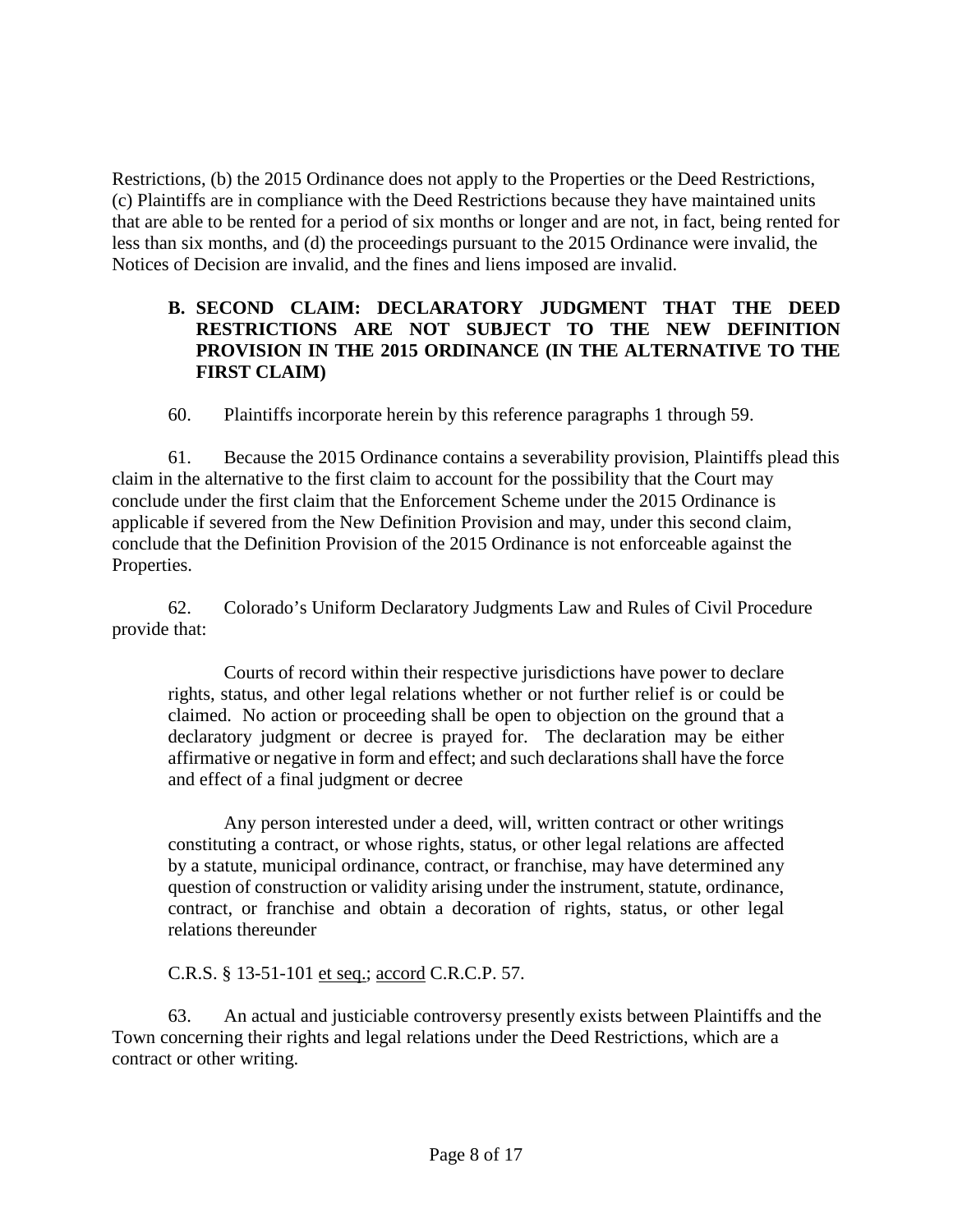Restrictions, (b) the 2015 Ordinance does not apply to the Properties or the Deed Restrictions, (c) Plaintiffs are in compliance with the Deed Restrictions because they have maintained units that are able to be rented for a period of six months or longer and are not, in fact, being rented for less than six months, and (d) the proceedings pursuant to the 2015 Ordinance were invalid, the Notices of Decision are invalid, and the fines and liens imposed are invalid.

### B. SECOND CLAIM: DECLARATORY JUDGMENT THAT THE DEED RESTRICTIONS ARE NOT SUBJECT TO THE NEW DEFINITION PROVISION IN THE 2015 ORDINANCE (IN THE ALTERNATIVE TO THE FIRST CLAIM)

60. Plaintiffs incorporate herein by this reference paragraphs 1 through 59.

61. Because the 2015 Ordinance contains a severability provision, Plaintiffs plead this claim in the alternative to the first claim to account for the possibility that the Court may conclude under the first claim that the Enforcement Scheme under the 2015 Ordinance is applicable if severed from the New Definition Provision and may, under this second claim, conclude that the Definition Provision of the 2015 Ordinance is not enforceable against the Properties.

62. Colorado's Uniform Declaratory Judgments Law and Rules of Civil Procedure provide that:

> Courts of record within their respective jurisdictions have power to declare rights, status, and other legal relations whether or not further relief is or could be claimed. No action or proceeding shall be open to objection on the ground that a declaratory judgment or decree is prayed for. The declaration may be either affirmative or negative in form and effect; and such declarations shall have the force and effect of a final judgment or decree
>
> Any person interested under a deed, will, written contract or other writings constituting a contract, or whose rights, status, or other legal relations are affected by a statute, municipal ordinance, contract, or franchise, may have determined any question of construction or validity arising under the instrument, statute, ordinance, contract, or franchise and obtain a decoration of rights, status, or other legal relations thereunder
>
> C.R.S. § 13-51-101 et seq.; accord C.R.C.P. 57.

63. An actual and justiciable controversy presently exists between Plaintiffs and the Town concerning their rights and legal relations under the Deed Restrictions, which are a contract or other writing.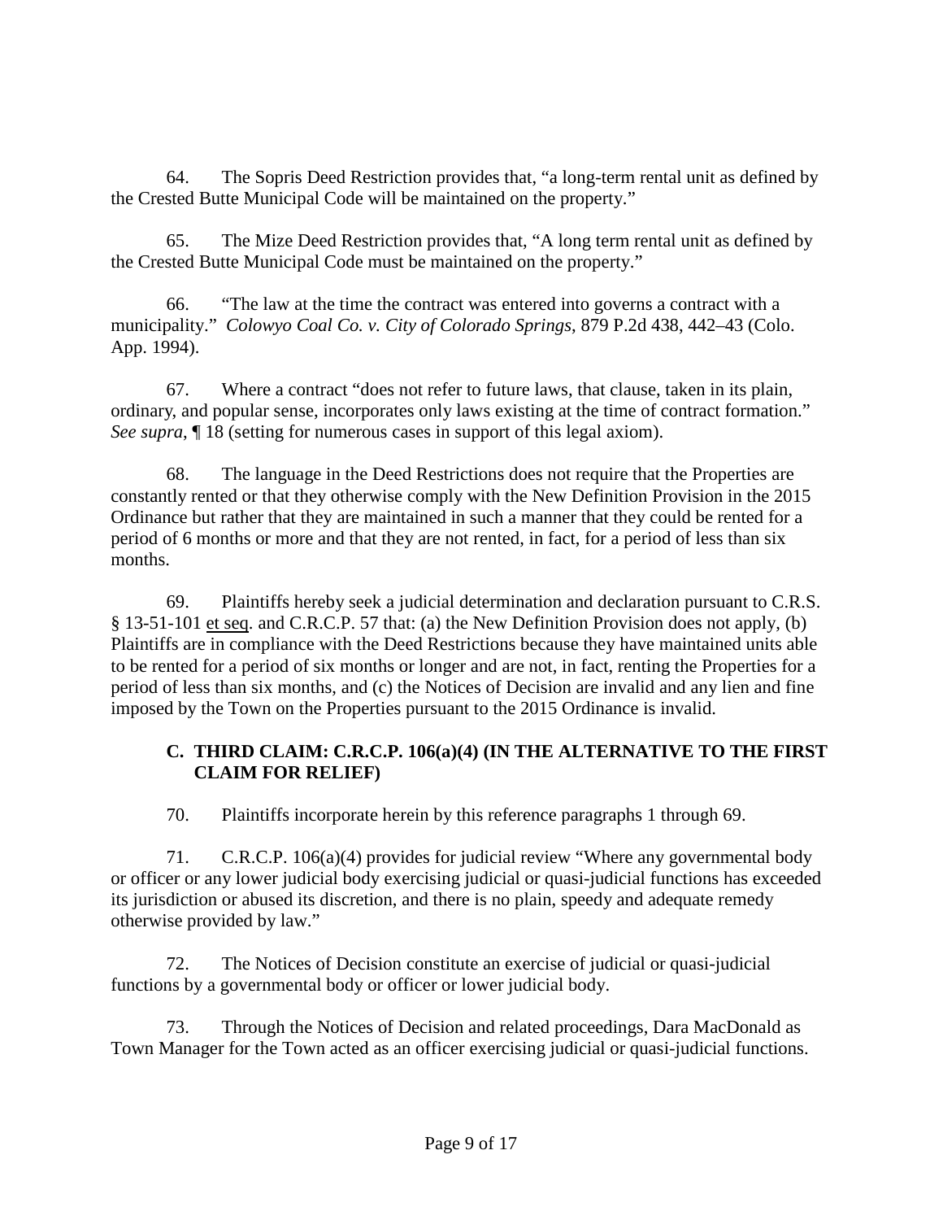64. The Sopris Deed Restriction provides that, "a long-term rental unit as defined by the Crested Butte Municipal Code will be maintained on the property."

65. The Mize Deed Restriction provides that, "A long term rental unit as defined by the Crested Butte Municipal Code must be maintained on the property."

66. "The law at the time the contract was entered into governs a contract with a municipality." *Colowyo Coal Co. v. City of Colorado Springs*, 879 P.2d 438, 442–43 (Colo. App. 1994).

67. Where a contract "does not refer to future laws, that clause, taken in its plain, ordinary, and popular sense, incorporates only laws existing at the time of contract formation." *See supra*, ¶ 18 (setting for numerous cases in support of this legal axiom).

68. The language in the Deed Restrictions does not require that the Properties are constantly rented or that they otherwise comply with the New Definition Provision in the 2015 Ordinance but rather that they are maintained in such a manner that they could be rented for a period of 6 months or more and that they are not rented, in fact, for a period of less than six months.

69. Plaintiffs hereby seek a judicial determination and declaration pursuant to C.R.S. § 13-51-101 et seq. and C.R.C.P. 57 that: (a) the New Definition Provision does not apply, (b) Plaintiffs are in compliance with the Deed Restrictions because they have maintained units able to be rented for a period of six months or longer and are not, in fact, renting the Properties for a period of less than six months, and (c) the Notices of Decision are invalid and any lien and fine imposed by the Town on the Properties pursuant to the 2015 Ordinance is invalid.

### C. THIRD CLAIM: C.R.C.P. 106(a)(4) (IN THE ALTERNATIVE TO THE FIRST CLAIM FOR RELIEF)

70. Plaintiffs incorporate herein by this reference paragraphs 1 through 69.

71. C.R.C.P. 106(a)(4) provides for judicial review "Where any governmental body or officer or any lower judicial body exercising judicial or quasi-judicial functions has exceeded its jurisdiction or abused its discretion, and there is no plain, speedy and adequate remedy otherwise provided by law."

72. The Notices of Decision constitute an exercise of judicial or quasi-judicial functions by a governmental body or officer or lower judicial body.

73. Through the Notices of Decision and related proceedings, Dara MacDonald as Town Manager for the Town acted as an officer exercising judicial or quasi-judicial functions.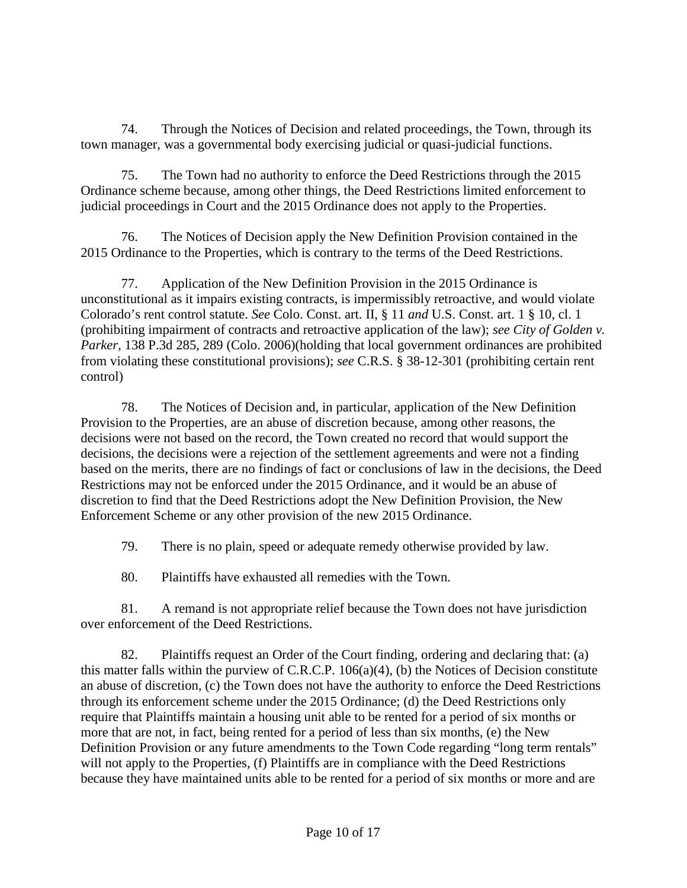74. Through the Notices of Decision and related proceedings, the Town, through its town manager, was a governmental body exercising judicial or quasi-judicial functions.

75. The Town had no authority to enforce the Deed Restrictions through the 2015 Ordinance scheme because, among other things, the Deed Restrictions limited enforcement to judicial proceedings in Court and the 2015 Ordinance does not apply to the Properties.

76. The Notices of Decision apply the New Definition Provision contained in the 2015 Ordinance to the Properties, which is contrary to the terms of the Deed Restrictions.

77. Application of the New Definition Provision in the 2015 Ordinance is unconstitutional as it impairs existing contracts, is impermissibly retroactive, and would violate Colorado's rent control statute. *See* Colo. Const. art. II, § 11 *and* U.S. Const. art. 1 § 10, cl. 1 (prohibiting impairment of contracts and retroactive application of the law); *see City of Golden v. Parker*, 138 P.3d 285, 289 (Colo. 2006)(holding that local government ordinances are prohibited from violating these constitutional provisions); *see* C.R.S. § 38-12-301 (prohibiting certain rent control)

78. The Notices of Decision and, in particular, application of the New Definition Provision to the Properties, are an abuse of discretion because, among other reasons, the decisions were not based on the record, the Town created no record that would support the decisions, the decisions were a rejection of the settlement agreements and were not a finding based on the merits, there are no findings of fact or conclusions of law in the decisions, the Deed Restrictions may not be enforced under the 2015 Ordinance, and it would be an abuse of discretion to find that the Deed Restrictions adopt the New Definition Provision, the New Enforcement Scheme or any other provision of the new 2015 Ordinance.

79. There is no plain, speed or adequate remedy otherwise provided by law.

80. Plaintiffs have exhausted all remedies with the Town.

81. A remand is not appropriate relief because the Town does not have jurisdiction over enforcement of the Deed Restrictions.

82. Plaintiffs request an Order of the Court finding, ordering and declaring that: (a) this matter falls within the purview of C.R.C.P. 106(a)(4), (b) the Notices of Decision constitute an abuse of discretion, (c) the Town does not have the authority to enforce the Deed Restrictions through its enforcement scheme under the 2015 Ordinance; (d) the Deed Restrictions only require that Plaintiffs maintain a housing unit able to be rented for a period of six months or more that are not, in fact, being rented for a period of less than six months, (e) the New Definition Provision or any future amendments to the Town Code regarding "long term rentals" will not apply to the Properties, (f) Plaintiffs are in compliance with the Deed Restrictions because they have maintained units able to be rented for a period of six months or more and are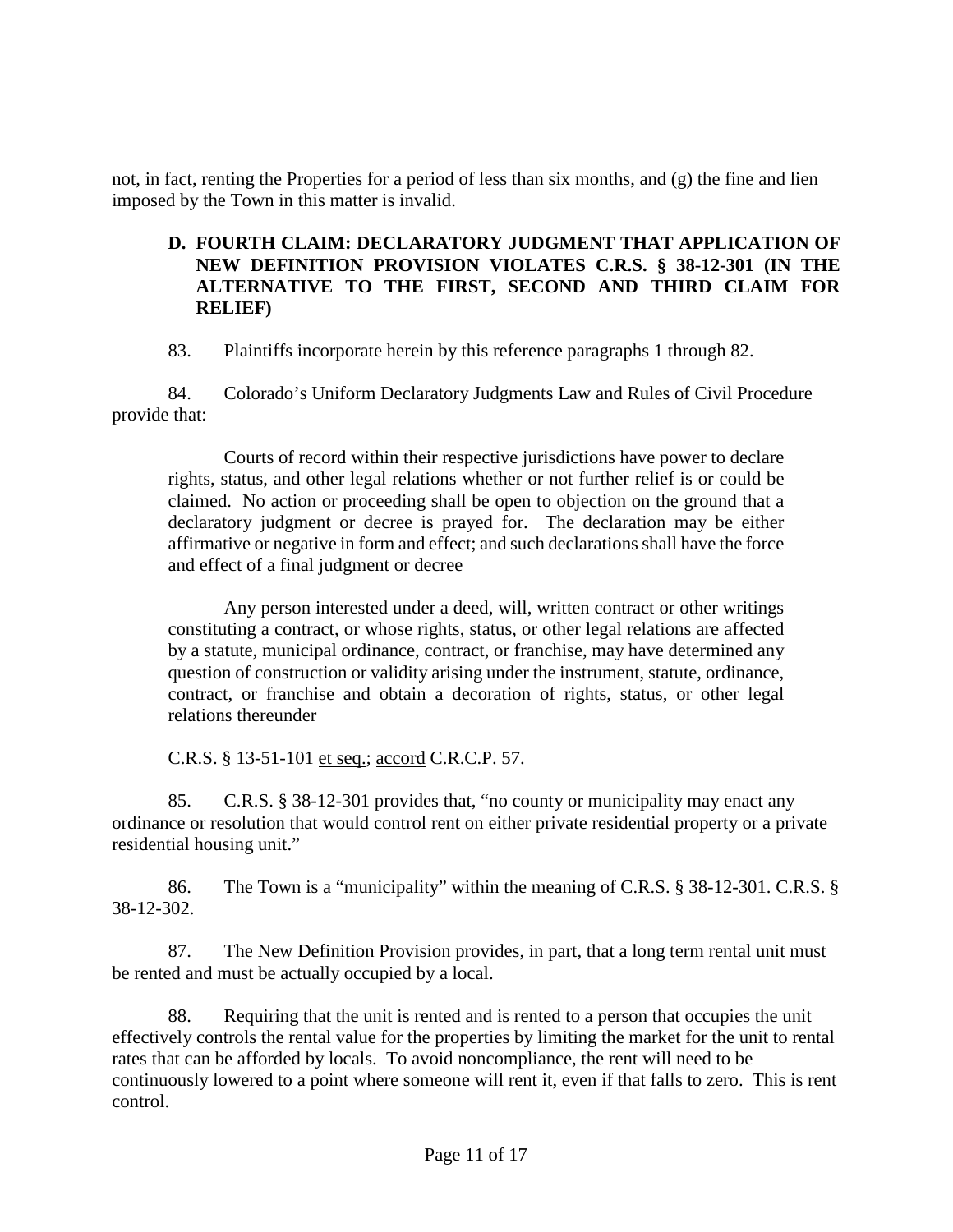not, in fact, renting the Properties for a period of less than six months, and (g) the fine and lien imposed by the Town in this matter is invalid.

### D. FOURTH CLAIM: DECLARATORY JUDGMENT THAT APPLICATION OF NEW DEFINITION PROVISION VIOLATES C.R.S. § 38-12-301 (IN THE ALTERNATIVE TO THE FIRST, SECOND AND THIRD CLAIM FOR RELIEF)

83. Plaintiffs incorporate herein by this reference paragraphs 1 through 82.

84. Colorado's Uniform Declaratory Judgments Law and Rules of Civil Procedure provide that:

> Courts of record within their respective jurisdictions have power to declare rights, status, and other legal relations whether or not further relief is or could be claimed. No action or proceeding shall be open to objection on the ground that a declaratory judgment or decree is prayed for. The declaration may be either affirmative or negative in form and effect; and such declarations shall have the force and effect of a final judgment or decree
>
> Any person interested under a deed, will, written contract or other writings constituting a contract, or whose rights, status, or other legal relations are affected by a statute, municipal ordinance, contract, or franchise, may have determined any question of construction or validity arising under the instrument, statute, ordinance, contract, or franchise and obtain a decoration of rights, status, or other legal relations thereunder
>
> C.R.S. § 13-51-101 et seq.; accord C.R.C.P. 57.

85. C.R.S. § 38-12-301 provides that, "no county or municipality may enact any ordinance or resolution that would control rent on either private residential property or a private residential housing unit."

86. The Town is a "municipality" within the meaning of C.R.S. § 38-12-301. C.R.S. § 38-12-302.

87. The New Definition Provision provides, in part, that a long term rental unit must be rented and must be actually occupied by a local.

88. Requiring that the unit is rented and is rented to a person that occupies the unit effectively controls the rental value for the properties by limiting the market for the unit to rental rates that can be afforded by locals. To avoid noncompliance, the rent will need to be continuously lowered to a point where someone will rent it, even if that falls to zero. This is rent control.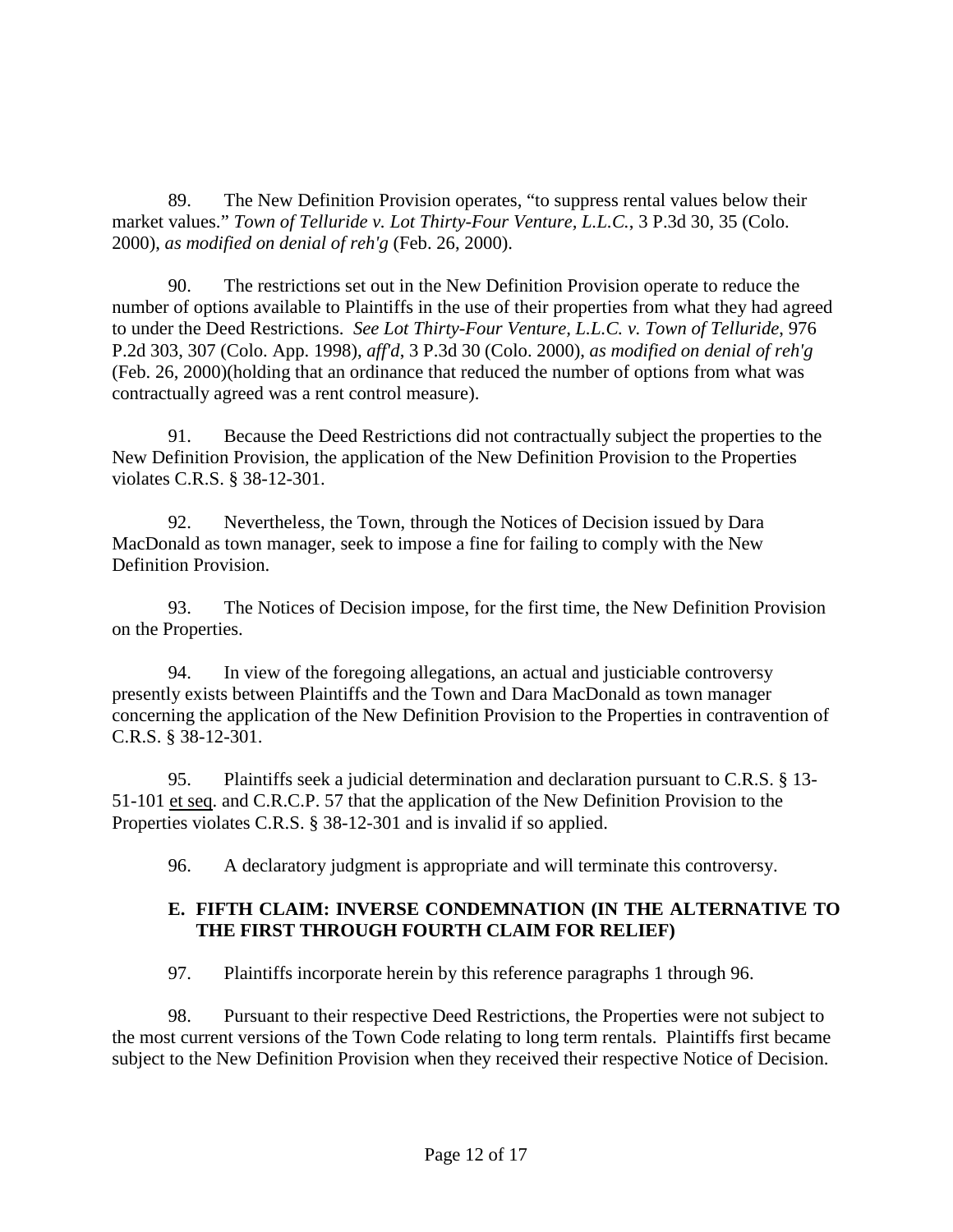89. The New Definition Provision operates, "to suppress rental values below their market values." *Town of Telluride v. Lot Thirty-Four Venture, L.L.C.*, 3 P.3d 30, 35 (Colo. 2000), *as modified on denial of reh'g* (Feb. 26, 2000).

90. The restrictions set out in the New Definition Provision operate to reduce the number of options available to Plaintiffs in the use of their properties from what they had agreed to under the Deed Restrictions. *See Lot Thirty-Four Venture, L.L.C. v. Town of Telluride*, 976 P.2d 303, 307 (Colo. App. 1998), *aff'd*, 3 P.3d 30 (Colo. 2000), *as modified on denial of reh'g* (Feb. 26, 2000)(holding that an ordinance that reduced the number of options from what was contractually agreed was a rent control measure).

91. Because the Deed Restrictions did not contractually subject the properties to the New Definition Provision, the application of the New Definition Provision to the Properties violates C.R.S. § 38-12-301.

92. Nevertheless, the Town, through the Notices of Decision issued by Dara MacDonald as town manager, seek to impose a fine for failing to comply with the New Definition Provision.

93. The Notices of Decision impose, for the first time, the New Definition Provision on the Properties.

94. In view of the foregoing allegations, an actual and justiciable controversy presently exists between Plaintiffs and the Town and Dara MacDonald as town manager concerning the application of the New Definition Provision to the Properties in contravention of C.R.S. § 38-12-301.

95. Plaintiffs seek a judicial determination and declaration pursuant to C.R.S. § 13-51-101 et seq. and C.R.C.P. 57 that the application of the New Definition Provision to the Properties violates C.R.S. § 38-12-301 and is invalid if so applied.

96. A declaratory judgment is appropriate and will terminate this controversy.

### E. FIFTH CLAIM: INVERSE CONDEMNATION (IN THE ALTERNATIVE TO THE FIRST THROUGH FOURTH CLAIM FOR RELIEF)

97. Plaintiffs incorporate herein by this reference paragraphs 1 through 96.

98. Pursuant to their respective Deed Restrictions, the Properties were not subject to the most current versions of the Town Code relating to long term rentals. Plaintiffs first became subject to the New Definition Provision when they received their respective Notice of Decision.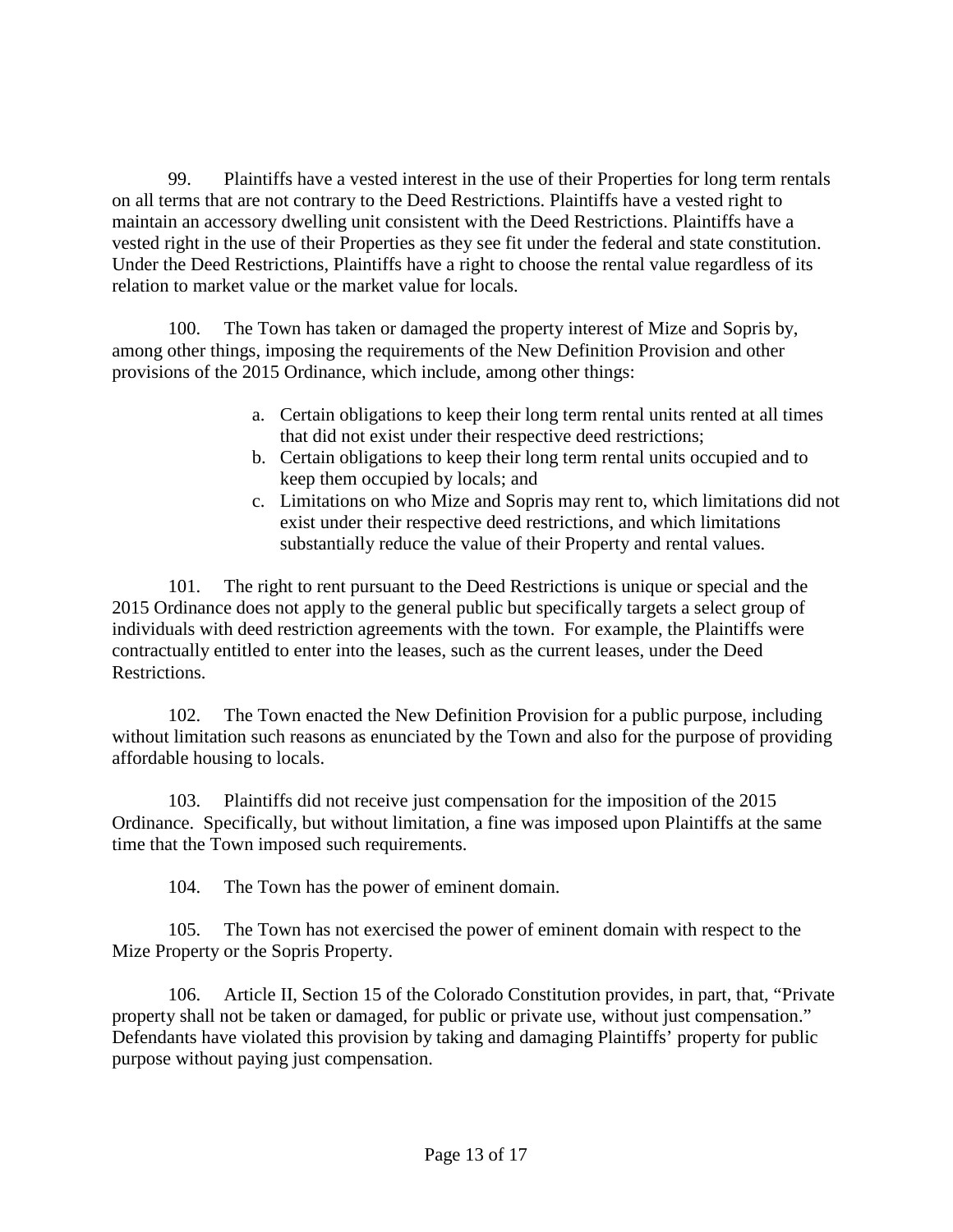99. Plaintiffs have a vested interest in the use of their Properties for long term rentals on all terms that are not contrary to the Deed Restrictions. Plaintiffs have a vested right to maintain an accessory dwelling unit consistent with the Deed Restrictions. Plaintiffs have a vested right in the use of their Properties as they see fit under the federal and state constitution. Under the Deed Restrictions, Plaintiffs have a right to choose the rental value regardless of its relation to market value or the market value for locals.

100. The Town has taken or damaged the property interest of Mize and Sopris by, among other things, imposing the requirements of the New Definition Provision and other provisions of the 2015 Ordinance, which include, among other things:

a. Certain obligations to keep their long term rental units rented at all times that did not exist under their respective deed restrictions;
b. Certain obligations to keep their long term rental units occupied and to keep them occupied by locals; and
c. Limitations on who Mize and Sopris may rent to, which limitations did not exist under their respective deed restrictions, and which limitations substantially reduce the value of their Property and rental values.

101. The right to rent pursuant to the Deed Restrictions is unique or special and the 2015 Ordinance does not apply to the general public but specifically targets a select group of individuals with deed restriction agreements with the town. For example, the Plaintiffs were contractually entitled to enter into the leases, such as the current leases, under the Deed Restrictions.

102. The Town enacted the New Definition Provision for a public purpose, including without limitation such reasons as enunciated by the Town and also for the purpose of providing affordable housing to locals.

103. Plaintiffs did not receive just compensation for the imposition of the 2015 Ordinance. Specifically, but without limitation, a fine was imposed upon Plaintiffs at the same time that the Town imposed such requirements.

104. The Town has the power of eminent domain.

105. The Town has not exercised the power of eminent domain with respect to the Mize Property or the Sopris Property.

106. Article II, Section 15 of the Colorado Constitution provides, in part, that, "Private property shall not be taken or damaged, for public or private use, without just compensation." Defendants have violated this provision by taking and damaging Plaintiffs' property for public purpose without paying just compensation.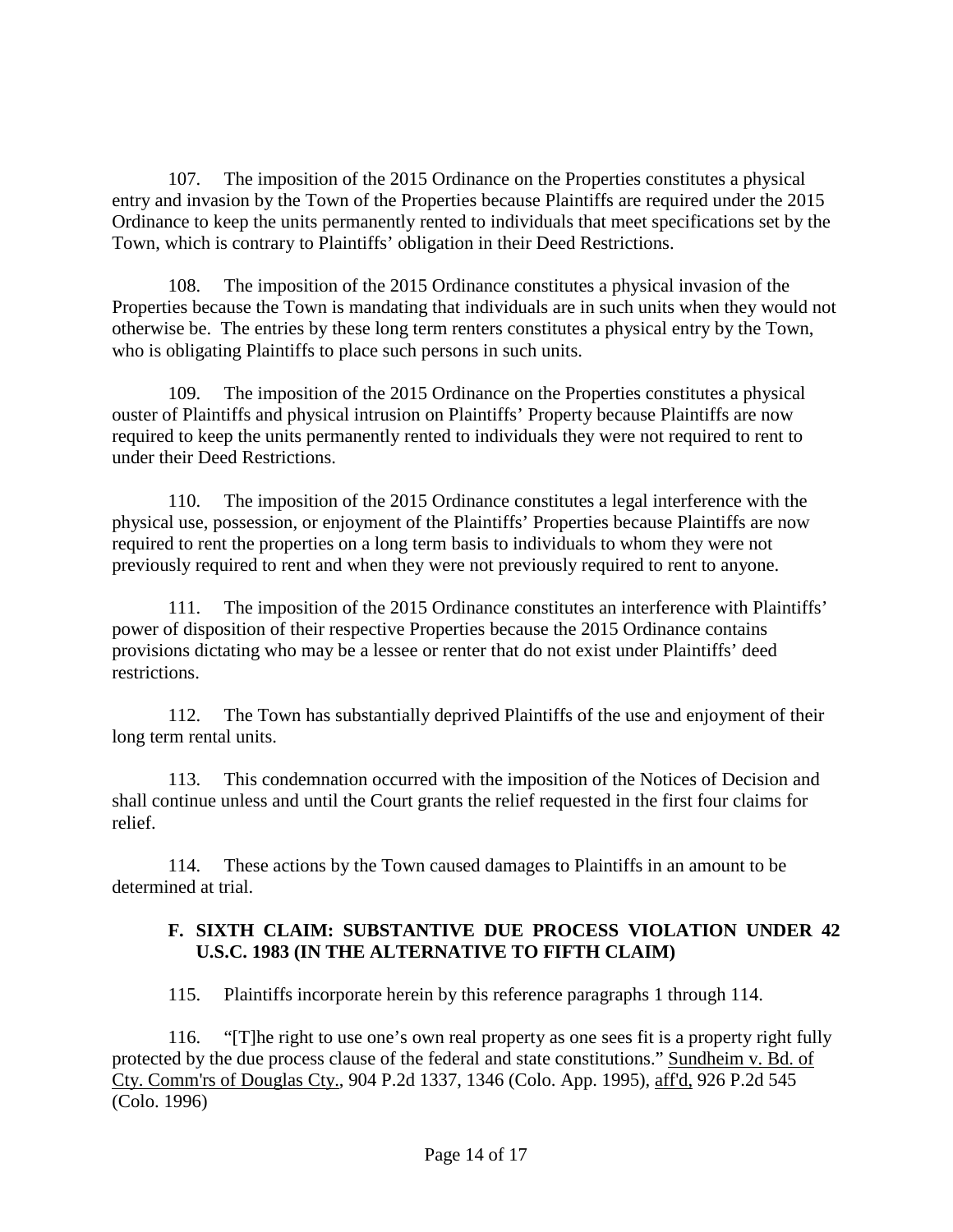107. The imposition of the 2015 Ordinance on the Properties constitutes a physical entry and invasion by the Town of the Properties because Plaintiffs are required under the 2015 Ordinance to keep the units permanently rented to individuals that meet specifications set by the Town, which is contrary to Plaintiffs' obligation in their Deed Restrictions.

108. The imposition of the 2015 Ordinance constitutes a physical invasion of the Properties because the Town is mandating that individuals are in such units when they would not otherwise be. The entries by these long term renters constitutes a physical entry by the Town, who is obligating Plaintiffs to place such persons in such units.

109. The imposition of the 2015 Ordinance on the Properties constitutes a physical ouster of Plaintiffs and physical intrusion on Plaintiffs' Property because Plaintiffs are now required to keep the units permanently rented to individuals they were not required to rent to under their Deed Restrictions.

110. The imposition of the 2015 Ordinance constitutes a legal interference with the physical use, possession, or enjoyment of the Plaintiffs' Properties because Plaintiffs are now required to rent the properties on a long term basis to individuals to whom they were not previously required to rent and when they were not previously required to rent to anyone.

111. The imposition of the 2015 Ordinance constitutes an interference with Plaintiffs' power of disposition of their respective Properties because the 2015 Ordinance contains provisions dictating who may be a lessee or renter that do not exist under Plaintiffs' deed restrictions.

112. The Town has substantially deprived Plaintiffs of the use and enjoyment of their long term rental units.

113. This condemnation occurred with the imposition of the Notices of Decision and shall continue unless and until the Court grants the relief requested in the first four claims for relief.

114. These actions by the Town caused damages to Plaintiffs in an amount to be determined at trial.

### F. SIXTH CLAIM: SUBSTANTIVE DUE PROCESS VIOLATION UNDER 42 U.S.C. 1983 (IN THE ALTERNATIVE TO FIFTH CLAIM)

115. Plaintiffs incorporate herein by this reference paragraphs 1 through 114.

116. "[T]he right to use one's own real property as one sees fit is a property right fully protected by the due process clause of the federal and state constitutions." Sundheim v. Bd. of Cty. Comm'rs of Douglas Cty., 904 P.2d 1337, 1346 (Colo. App. 1995), aff'd, 926 P.2d 545 (Colo. 1996)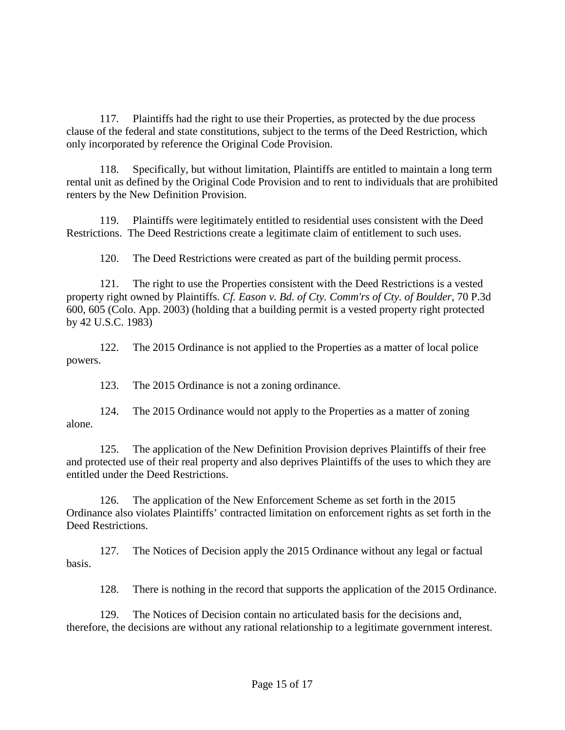117. Plaintiffs had the right to use their Properties, as protected by the due process clause of the federal and state constitutions, subject to the terms of the Deed Restriction, which only incorporated by reference the Original Code Provision.

118. Specifically, but without limitation, Plaintiffs are entitled to maintain a long term rental unit as defined by the Original Code Provision and to rent to individuals that are prohibited renters by the New Definition Provision.

119. Plaintiffs were legitimately entitled to residential uses consistent with the Deed Restrictions. The Deed Restrictions create a legitimate claim of entitlement to such uses.

120. The Deed Restrictions were created as part of the building permit process.

121. The right to use the Properties consistent with the Deed Restrictions is a vested property right owned by Plaintiffs. *Cf. Eason v. Bd. of Cty. Comm'rs of Cty. of Boulder*, 70 P.3d 600, 605 (Colo. App. 2003) (holding that a building permit is a vested property right protected by 42 U.S.C. 1983)

122. The 2015 Ordinance is not applied to the Properties as a matter of local police powers.

123. The 2015 Ordinance is not a zoning ordinance.

124. The 2015 Ordinance would not apply to the Properties as a matter of zoning alone.

125. The application of the New Definition Provision deprives Plaintiffs of their free and protected use of their real property and also deprives Plaintiffs of the uses to which they are entitled under the Deed Restrictions.

126. The application of the New Enforcement Scheme as set forth in the 2015 Ordinance also violates Plaintiffs' contracted limitation on enforcement rights as set forth in the Deed Restrictions.

127. The Notices of Decision apply the 2015 Ordinance without any legal or factual basis.

128. There is nothing in the record that supports the application of the 2015 Ordinance.

129. The Notices of Decision contain no articulated basis for the decisions and, therefore, the decisions are without any rational relationship to a legitimate government interest.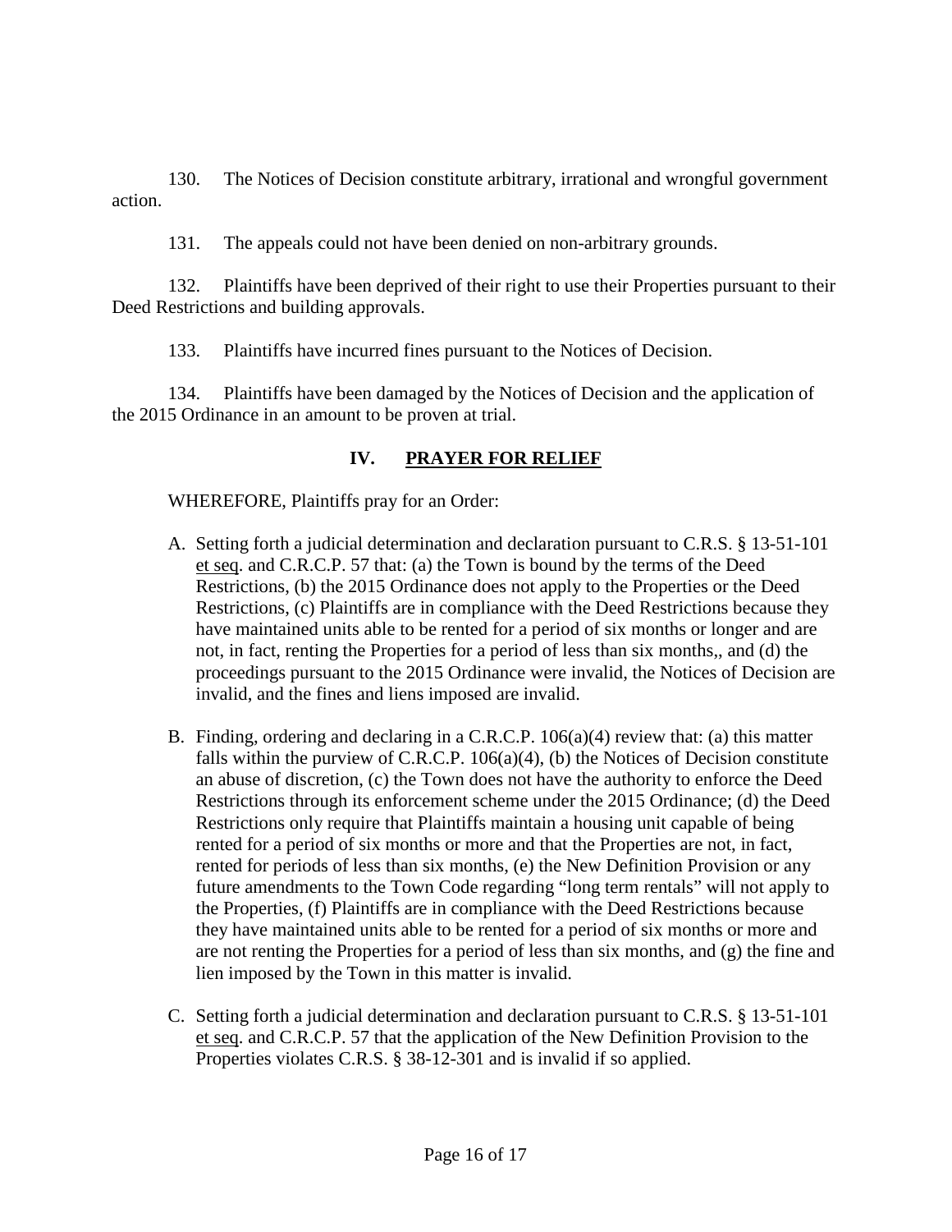130. The Notices of Decision constitute arbitrary, irrational and wrongful government action.

131. The appeals could not have been denied on non-arbitrary grounds.

132. Plaintiffs have been deprived of their right to use their Properties pursuant to their Deed Restrictions and building approvals.

133. Plaintiffs have incurred fines pursuant to the Notices of Decision.

134. Plaintiffs have been damaged by the Notices of Decision and the application of the 2015 Ordinance in an amount to be proven at trial.

## IV. PRAYER FOR RELIEF

WHEREFORE, Plaintiffs pray for an Order:

A. Setting forth a judicial determination and declaration pursuant to C.R.S. § 13-51-101 et seq. and C.R.C.P. 57 that: (a) the Town is bound by the terms of the Deed Restrictions, (b) the 2015 Ordinance does not apply to the Properties or the Deed Restrictions, (c) Plaintiffs are in compliance with the Deed Restrictions because they have maintained units able to be rented for a period of six months or longer and are not, in fact, renting the Properties for a period of less than six months,, and (d) the proceedings pursuant to the 2015 Ordinance were invalid, the Notices of Decision are invalid, and the fines and liens imposed are invalid.

B. Finding, ordering and declaring in a C.R.C.P. 106(a)(4) review that: (a) this matter falls within the purview of C.R.C.P. 106(a)(4), (b) the Notices of Decision constitute an abuse of discretion, (c) the Town does not have the authority to enforce the Deed Restrictions through its enforcement scheme under the 2015 Ordinance; (d) the Deed Restrictions only require that Plaintiffs maintain a housing unit capable of being rented for a period of six months or more and that the Properties are not, in fact, rented for periods of less than six months, (e) the New Definition Provision or any future amendments to the Town Code regarding "long term rentals" will not apply to the Properties, (f) Plaintiffs are in compliance with the Deed Restrictions because they have maintained units able to be rented for a period of six months or more and are not renting the Properties for a period of less than six months, and (g) the fine and lien imposed by the Town in this matter is invalid.

C. Setting forth a judicial determination and declaration pursuant to C.R.S. § 13-51-101 et seq. and C.R.C.P. 57 that the application of the New Definition Provision to the Properties violates C.R.S. § 38-12-301 and is invalid if so applied.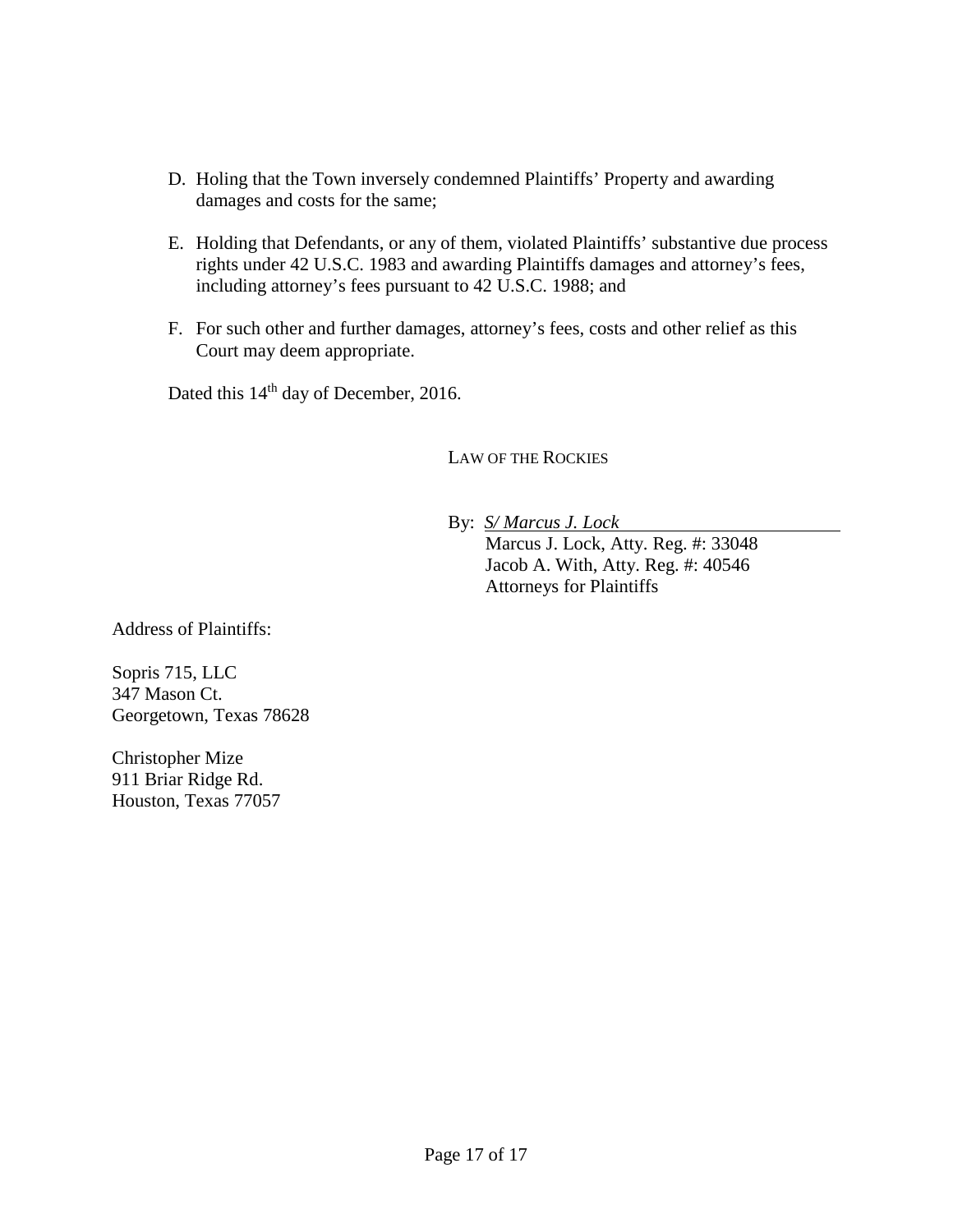D. Holing that the Town inversely condemned Plaintiffs' Property and awarding damages and costs for the same;

E. Holding that Defendants, or any of them, violated Plaintiffs' substantive due process rights under 42 U.S.C. 1983 and awarding Plaintiffs damages and attorney's fees, including attorney's fees pursuant to 42 U.S.C. 1988; and

F. For such other and further damages, attorney's fees, costs and other relief as this Court may deem appropriate.

Dated this 14th day of December, 2016.

LAW OF THE ROCKIES

By: *S/ Marcus J. Lock*
Marcus J. Lock, Atty. Reg. #: 33048
Jacob A. With, Atty. Reg. #: 40546
Attorneys for Plaintiffs

Address of Plaintiffs:

Sopris 715, LLC
347 Mason Ct.
Georgetown, Texas 78628

Christopher Mize
911 Briar Ridge Rd.
Houston, Texas 77057